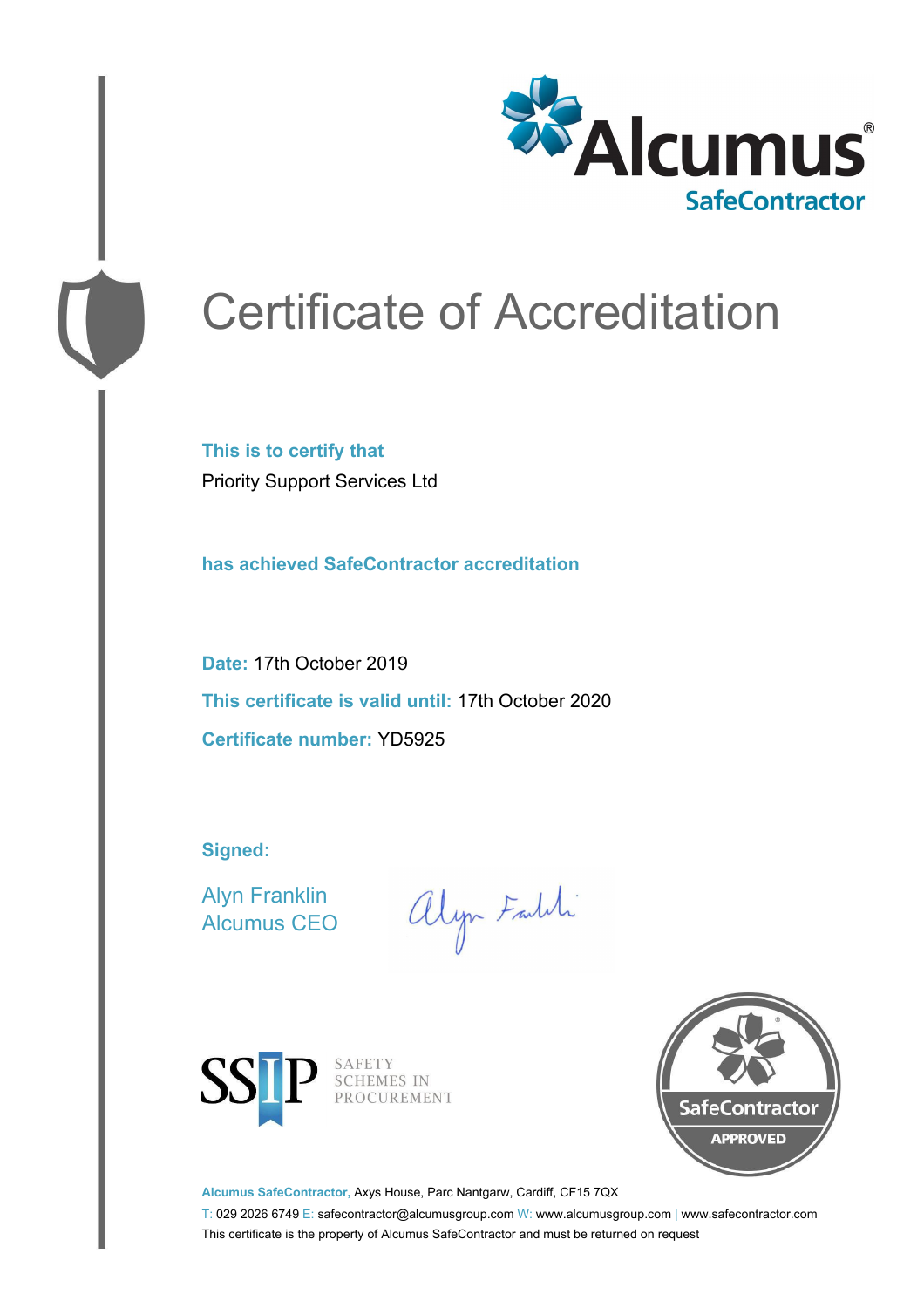Alcumus®
SafeContractor

# Certificate of Accreditation

**This is to certify that**

Priority Support Services Ltd

**has achieved SafeContractor accreditation**

**Date:** 17th October 2019

**This certificate is valid until:** 17th October 2020

**Certificate number:** YD5925

**Signed:**

Alyn Franklin
Alcumus CEO

SSIP SAFETY SCHEMES IN PROCUREMENT

SafeContractor APPROVED

**Alcumus SafeContractor,** Axys House, Parc Nantgarw, Cardiff, CF15 7QX

T: 029 2026 6749 E: safecontractor@alcumusgroup.com W: www.alcumusgroup.com | www.safecontractor.com

This certificate is the property of Alcumus SafeContractor and must be returned on request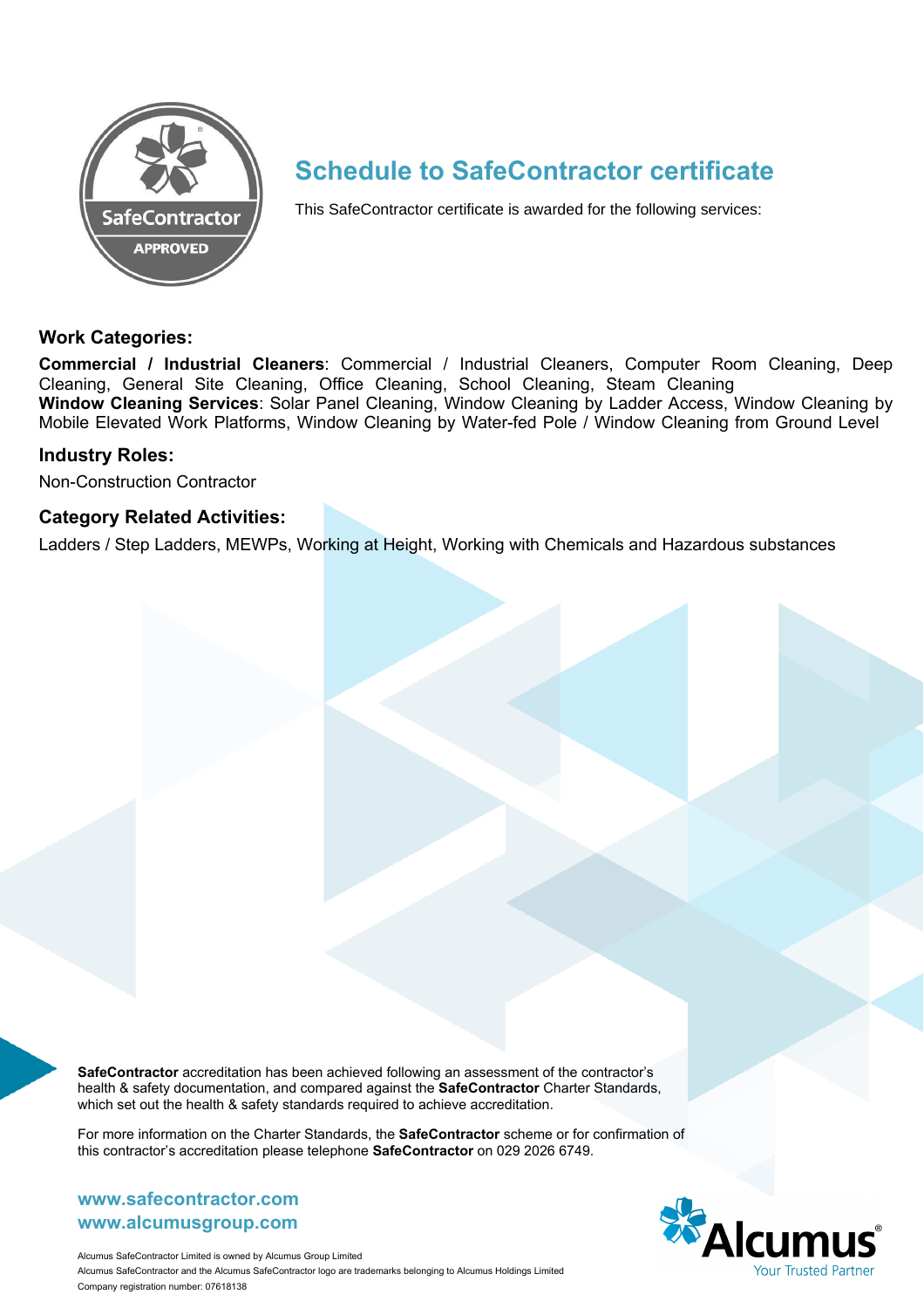# Schedule to SafeContractor certificate

This SafeContractor certificate is awarded for the following services:

## Work Categories:

**Commercial / Industrial Cleaners**: Commercial / Industrial Cleaners, Computer Room Cleaning, Deep Cleaning, General Site Cleaning, Office Cleaning, School Cleaning, Steam Cleaning
**Window Cleaning Services**: Solar Panel Cleaning, Window Cleaning by Ladder Access, Window Cleaning by Mobile Elevated Work Platforms, Window Cleaning by Water-fed Pole / Window Cleaning from Ground Level

## Industry Roles:

Non-Construction Contractor

## Category Related Activities:

Ladders / Step Ladders, MEWPs, Working at Height, Working with Chemicals and Hazardous substances

**SafeContractor** accreditation has been achieved following an assessment of the contractor's health & safety documentation, and compared against the **SafeContractor** Charter Standards, which set out the health & safety standards required to achieve accreditation.

For more information on the Charter Standards, the **SafeContractor** scheme or for confirmation of this contractor's accreditation please telephone **SafeContractor** on 029 2026 6749.

**www.safecontractor.com**
**www.alcumusgroup.com**

Alcumus SafeContractor Limited is owned by Alcumus Group Limited
Alcumus SafeContractor and the Alcumus SafeContractor logo are trademarks belonging to Alcumus Holdings Limited
Company registration number: 07618138